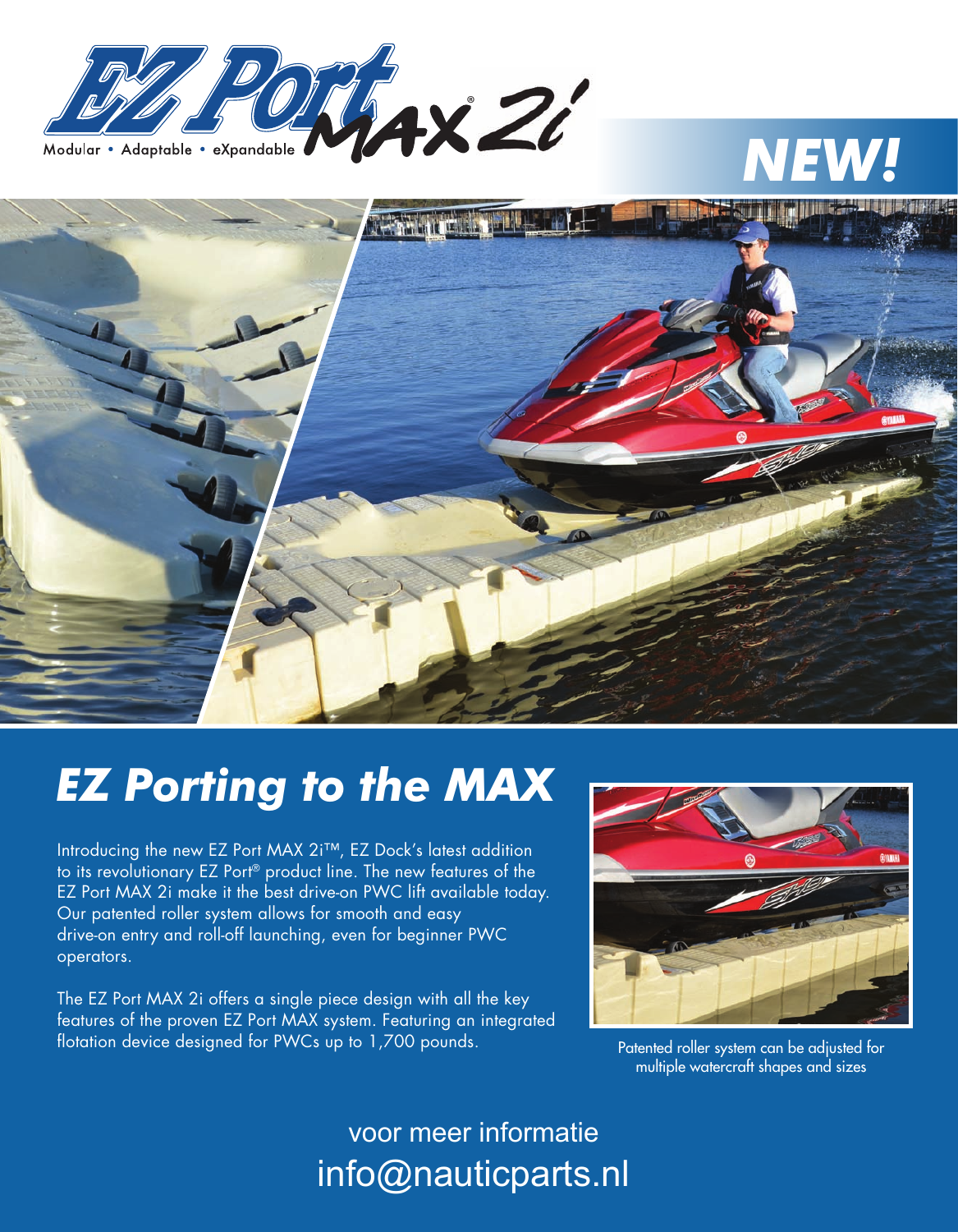EZ Port MAX 2i

Modular • Adaptable • eXpandable

**NEW!**

# *EZ Porting to the MAX*

Introducing the new EZ Port MAX 2i™, EZ Dock's latest addition to its revolutionary EZ Port® product line. The new features of the EZ Port MAX 2i make it the best drive-on PWC lift available today. Our patented roller system allows for smooth and easy drive-on entry and roll-off launching, even for beginner PWC operators.

The EZ Port MAX 2i offers a single piece design with all the key features of the proven EZ Port MAX system. Featuring an integrated flotation device designed for PWCs up to 1,700 pounds.

Patented roller system can be adjusted for multiple watercraft shapes and sizes

voor meer informatie

info@nauticparts.nl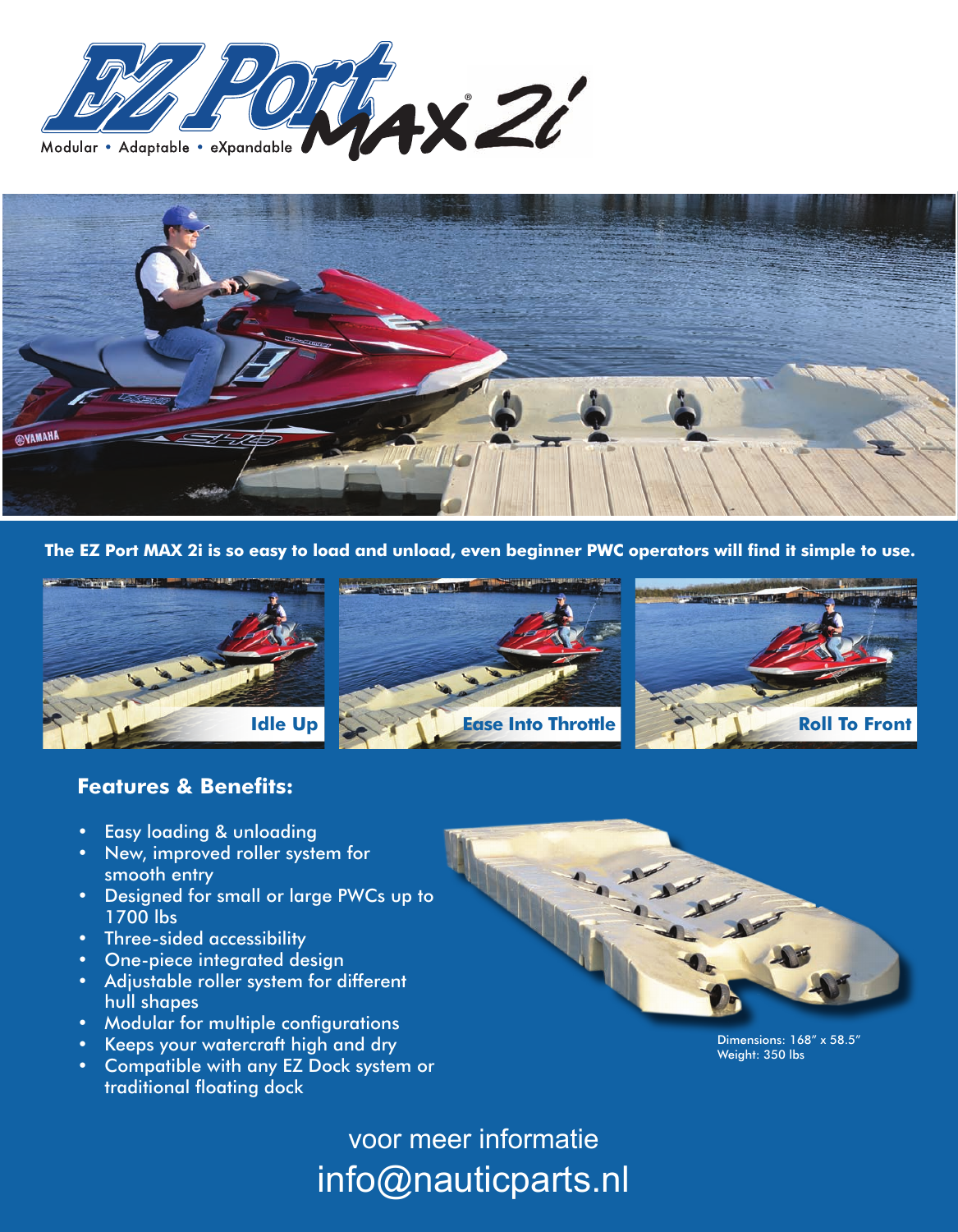# EZ Port MAX 2i

Modular • Adaptable • eXpandable

**The EZ Port MAX 2i is so easy to load and unload, even beginner PWC operators will find it simple to use.**

Idle Up

Ease Into Throttle

Roll To Front

## Features & Benefits:

- Easy loading & unloading
- New, improved roller system for smooth entry
- Designed for small or large PWCs up to 1700 lbs
- Three-sided accessibility
- One-piece integrated design
- Adjustable roller system for different hull shapes
- Modular for multiple configurations
- Keeps your watercraft high and dry
- Compatible with any EZ Dock system or traditional floating dock

Dimensions: 168" x 58.5"
Weight: 350 lbs

voor meer informatie
info@nauticparts.nl